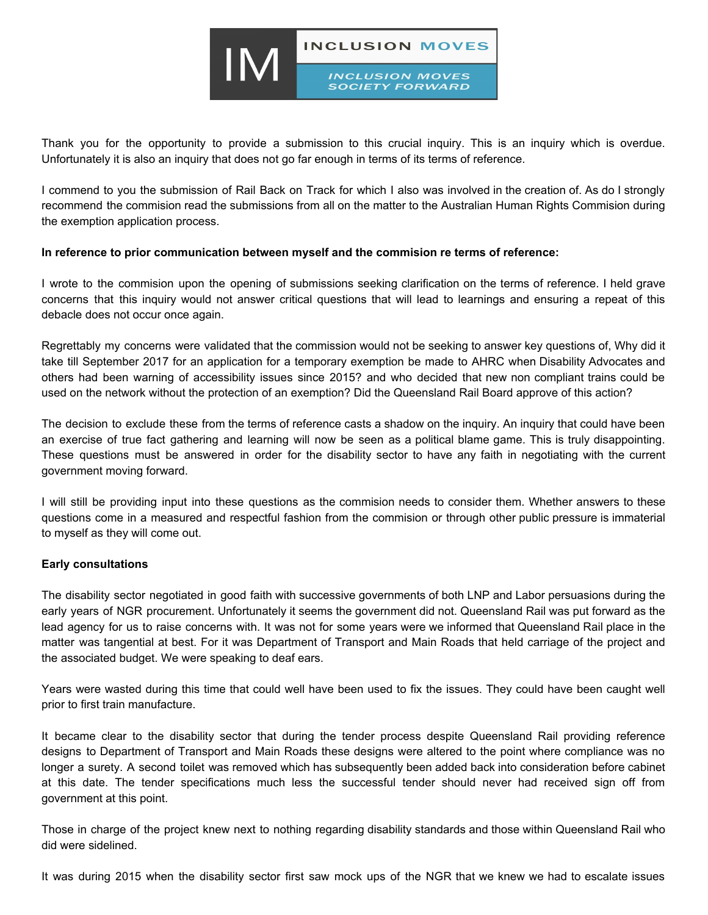IM INCLUSION MOVES

INCLUSION MOVES SOCIETY FORWARD

Thank you for the opportunity to provide a submission to this crucial inquiry. This is an inquiry which is overdue. Unfortunately it is also an inquiry that does not go far enough in terms of its terms of reference.

I commend to you the submission of Rail Back on Track for which I also was involved in the creation of. As do I strongly recommend the commision read the submissions from all on the matter to the Australian Human Rights Commision during the exemption application process.

**In reference to prior communication between myself and the commision re terms of reference:**

I wrote to the commision upon the opening of submissions seeking clarification on the terms of reference. I held grave concerns that this inquiry would not answer critical questions that will lead to learnings and ensuring a repeat of this debacle does not occur once again.

Regrettably my concerns were validated that the commission would not be seeking to answer key questions of, Why did it take till September 2017 for an application for a temporary exemption be made to AHRC when Disability Advocates and others had been warning of accessibility issues since 2015? and who decided that new non compliant trains could be used on the network without the protection of an exemption? Did the Queensland Rail Board approve of this action?

The decision to exclude these from the terms of reference casts a shadow on the inquiry. An inquiry that could have been an exercise of true fact gathering and learning will now be seen as a political blame game. This is truly disappointing. These questions must be answered in order for the disability sector to have any faith in negotiating with the current government moving forward.

I will still be providing input into these questions as the commision needs to consider them. Whether answers to these questions come in a measured and respectful fashion from the commision or through other public pressure is immaterial to myself as they will come out.

**Early consultations**

The disability sector negotiated in good faith with successive governments of both LNP and Labor persuasions during the early years of NGR procurement. Unfortunately it seems the government did not. Queensland Rail was put forward as the lead agency for us to raise concerns with. It was not for some years were we informed that Queensland Rail place in the matter was tangential at best. For it was Department of Transport and Main Roads that held carriage of the project and the associated budget. We were speaking to deaf ears.

Years were wasted during this time that could well have been used to fix the issues. They could have been caught well prior to first train manufacture.

It became clear to the disability sector that during the tender process despite Queensland Rail providing reference designs to Department of Transport and Main Roads these designs were altered to the point where compliance was no longer a surety. A second toilet was removed which has subsequently been added back into consideration before cabinet at this date. The tender specifications much less the successful tender should never had received sign off from government at this point.

Those in charge of the project knew next to nothing regarding disability standards and those within Queensland Rail who did were sidelined.

It was during 2015 when the disability sector first saw mock ups of the NGR that we knew we had to escalate issues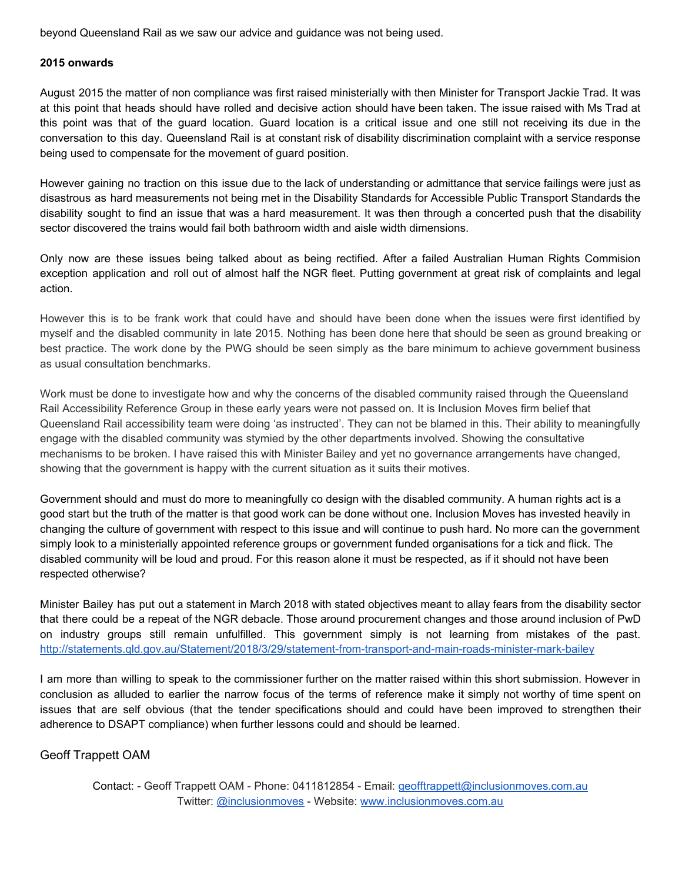beyond Queensland Rail as we saw our advice and guidance was not being used.

**2015 onwards**

August 2015 the matter of non compliance was first raised ministerially with then Minister for Transport Jackie Trad. It was at this point that heads should have rolled and decisive action should have been taken. The issue raised with Ms Trad at this point was that of the guard location. Guard location is a critical issue and one still not receiving its due in the conversation to this day. Queensland Rail is at constant risk of disability discrimination complaint with a service response being used to compensate for the movement of guard position.

However gaining no traction on this issue due to the lack of understanding or admittance that service failings were just as disastrous as hard measurements not being met in the Disability Standards for Accessible Public Transport Standards the disability sought to find an issue that was a hard measurement. It was then through a concerted push that the disability sector discovered the trains would fail both bathroom width and aisle width dimensions.

Only now are these issues being talked about as being rectified. After a failed Australian Human Rights Commision exception application and roll out of almost half the NGR fleet. Putting government at great risk of complaints and legal action.

However this is to be frank work that could have and should have been done when the issues were first identified by myself and the disabled community in late 2015. Nothing has been done here that should be seen as ground breaking or best practice. The work done by the PWG should be seen simply as the bare minimum to achieve government business as usual consultation benchmarks.

Work must be done to investigate how and why the concerns of the disabled community raised through the Queensland Rail Accessibility Reference Group in these early years were not passed on. It is Inclusion Moves firm belief that Queensland Rail accessibility team were doing 'as instructed'. They can not be blamed in this. Their ability to meaningfully engage with the disabled community was stymied by the other departments involved. Showing the consultative mechanisms to be broken. I have raised this with Minister Bailey and yet no governance arrangements have changed, showing that the government is happy with the current situation as it suits their motives.

Government should and must do more to meaningfully co design with the disabled community. A human rights act is a good start but the truth of the matter is that good work can be done without one. Inclusion Moves has invested heavily in changing the culture of government with respect to this issue and will continue to push hard. No more can the government simply look to a ministerially appointed reference groups or government funded organisations for a tick and flick. The disabled community will be loud and proud. For this reason alone it must be respected, as if it should not have been respected otherwise?

Minister Bailey has put out a statement in March 2018 with stated objectives meant to allay fears from the disability sector that there could be a repeat of the NGR debacle. Those around procurement changes and those around inclusion of PwD on industry groups still remain unfulfilled. This government simply is not learning from mistakes of the past. http://statements.qld.gov.au/Statement/2018/3/29/statement-from-transport-and-main-roads-minister-mark-bailey

I am more than willing to speak to the commissioner further on the matter raised within this short submission. However in conclusion as alluded to earlier the narrow focus of the terms of reference make it simply not worthy of time spent on issues that are self obvious (that the tender specifications should and could have been improved to strengthen their adherence to DSAPT compliance) when further lessons could and should be learned.

Geoff Trappett OAM

Contact: - Geoff Trappett OAM - Phone: 0411812854 - Email: geofftrappett@inclusionmoves.com.au
Twitter: @inclusionmoves - Website: www.inclusionmoves.com.au